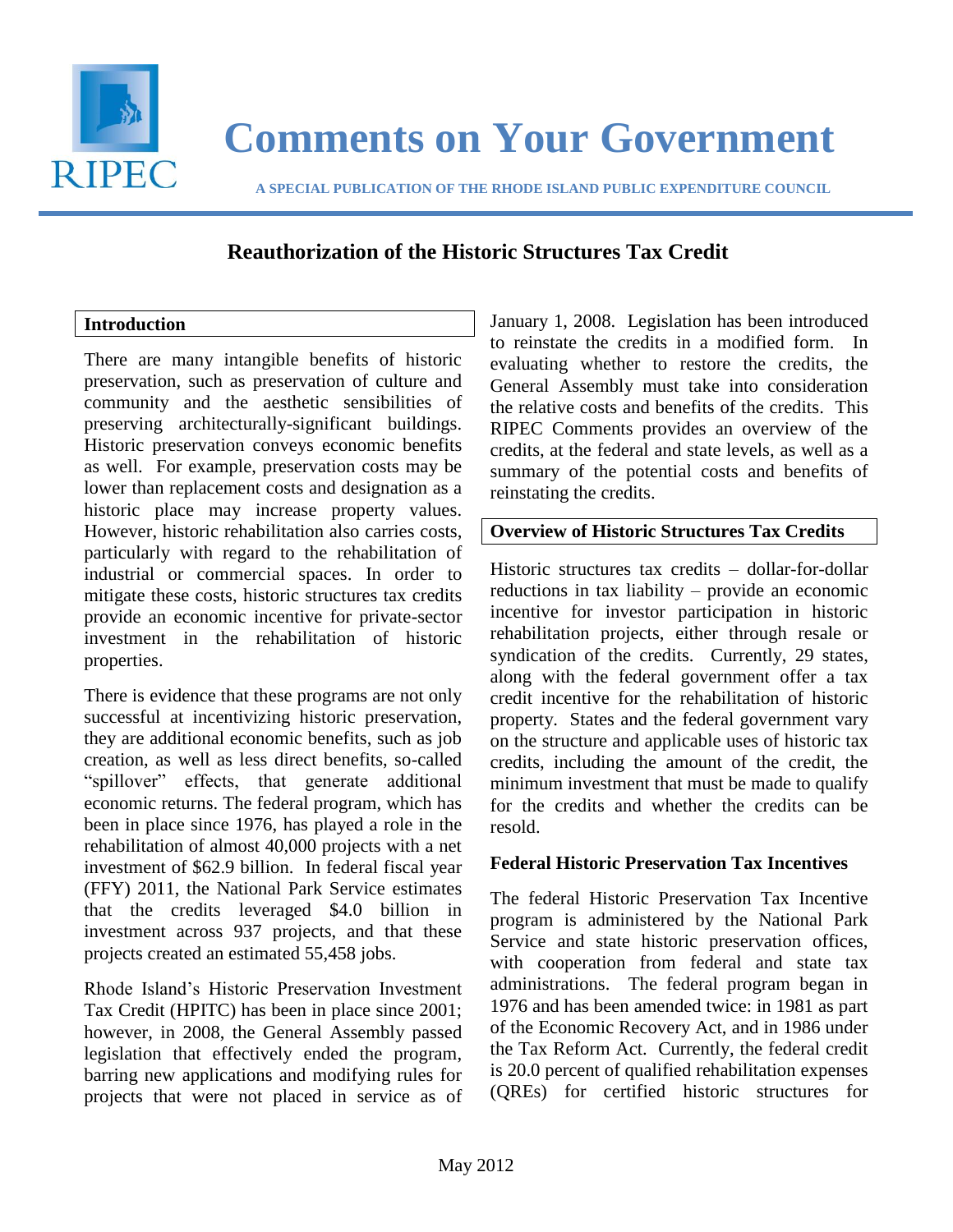# Comments on Your Government

**A SPECIAL PUBLICATION OF THE RHODE ISLAND PUBLIC EXPENDITURE COUNCIL**

## Reauthorization of the Historic Structures Tax Credit

### Introduction

There are many intangible benefits of historic preservation, such as preservation of culture and community and the aesthetic sensibilities of preserving architecturally-significant buildings. Historic preservation conveys economic benefits as well. For example, preservation costs may be lower than replacement costs and designation as a historic place may increase property values. However, historic rehabilitation also carries costs, particularly with regard to the rehabilitation of industrial or commercial spaces. In order to mitigate these costs, historic structures tax credits provide an economic incentive for private-sector investment in the rehabilitation of historic properties.

There is evidence that these programs are not only successful at incentivizing historic preservation, they are additional economic benefits, such as job creation, as well as less direct benefits, so-called "spillover" effects, that generate additional economic returns. The federal program, which has been in place since 1976, has played a role in the rehabilitation of almost 40,000 projects with a net investment of $62.9 billion. In federal fiscal year (FFY) 2011, the National Park Service estimates that the credits leveraged $4.0 billion in investment across 937 projects, and that these projects created an estimated 55,458 jobs.

Rhode Island's Historic Preservation Investment Tax Credit (HPITC) has been in place since 2001; however, in 2008, the General Assembly passed legislation that effectively ended the program, barring new applications and modifying rules for projects that were not placed in service as of January 1, 2008. Legislation has been introduced to reinstate the credits in a modified form. In evaluating whether to restore the credits, the General Assembly must take into consideration the relative costs and benefits of the credits. This RIPEC Comments provides an overview of the credits, at the federal and state levels, as well as a summary of the potential costs and benefits of reinstating the credits.

### Overview of Historic Structures Tax Credits

Historic structures tax credits – dollar-for-dollar reductions in tax liability – provide an economic incentive for investor participation in historic rehabilitation projects, either through resale or syndication of the credits. Currently, 29 states, along with the federal government offer a tax credit incentive for the rehabilitation of historic property. States and the federal government vary on the structure and applicable uses of historic tax credits, including the amount of the credit, the minimum investment that must be made to qualify for the credits and whether the credits can be resold.

#### Federal Historic Preservation Tax Incentives

The federal Historic Preservation Tax Incentive program is administered by the National Park Service and state historic preservation offices, with cooperation from federal and state tax administrations. The federal program began in 1976 and has been amended twice: in 1981 as part of the Economic Recovery Act, and in 1986 under the Tax Reform Act. Currently, the federal credit is 20.0 percent of qualified rehabilitation expenses (QREs) for certified historic structures for

May 2012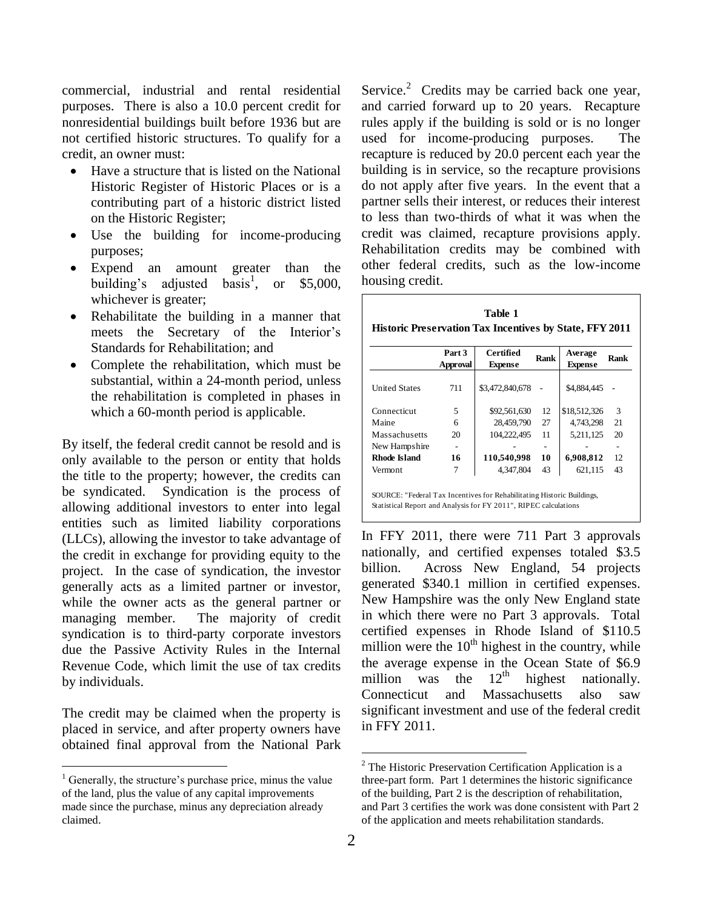commercial, industrial and rental residential purposes. There is also a 10.0 percent credit for nonresidential buildings built before 1936 but are not certified historic structures. To qualify for a credit, an owner must:

- Have a structure that is listed on the National Historic Register of Historic Places or is a contributing part of a historic district listed on the Historic Register;
- Use the building for income-producing purposes;
- Expend an amount greater than the building's adjusted basis[1], or $5,000, whichever is greater;
- Rehabilitate the building in a manner that meets the Secretary of the Interior's Standards for Rehabilitation; and
- Complete the rehabilitation, which must be substantial, within a 24-month period, unless the rehabilitation is completed in phases in which a 60-month period is applicable.

By itself, the federal credit cannot be resold and is only available to the person or entity that holds the title to the property; however, the credits can be syndicated. Syndication is the process of allowing additional investors to enter into legal entities such as limited liability corporations (LLCs), allowing the investor to take advantage of the credit in exchange for providing equity to the project. In the case of syndication, the investor generally acts as a limited partner or investor, while the owner acts as the general partner or managing member. The majority of credit syndication is to third-party corporate investors due the Passive Activity Rules in the Internal Revenue Code, which limit the use of tax credits by individuals.

The credit may be claimed when the property is placed in service, and after property owners have obtained final approval from the National Park Service.[2] Credits may be carried back one year, and carried forward up to 20 years. Recapture rules apply if the building is sold or is no longer used for income-producing purposes. The recapture is reduced by 20.0 percent each year the building is in service, so the recapture provisions do not apply after five years. In the event that a partner sells their interest, or reduces their interest to less than two-thirds of what it was when the credit was claimed, recapture provisions apply. Rehabilitation credits may be combined with other federal credits, such as the low-income housing credit.

**Table 1**
**Historic Preservation Tax Incentives by State, FFY 2011**

| | Part 3 Approval | Certified Expense | Rank | Average Expense | Rank |
|---|---|---|---|---|---|
| United States | 711 | $3,472,840,678 | - | $4,884,445 | - |
| Connecticut | 5 | $92,561,630 | 12 | $18,512,326 | 3 |
| Maine | 6 | 28,459,790 | 27 | 4,743,298 | 21 |
| Massachusetts | 20 | 104,222,495 | 11 | 5,211,125 | 20 |
| New Hampshire | - | - | - | - | - |
| **Rhode Island** | **16** | **110,540,998** | **10** | **6,908,812** | **12** |
| Vermont | 7 | 4,347,804 | 43 | 621,115 | 43 |

SOURCE: "Federal Tax Incentives for Rehabilitating Historic Buildings, Statistical Report and Analysis for FY 2011", RIPEC calculations

In FFY 2011, there were 711 Part 3 approvals nationally, and certified expenses totaled $3.5 billion. Across New England, 54 projects generated $340.1 million in certified expenses. New Hampshire was the only New England state in which there were no Part 3 approvals. Total certified expenses in Rhode Island of $110.5 million were the 10th highest in the country, while the average expense in the Ocean State of $6.9 million was the 12th highest nationally. Connecticut and Massachusetts also saw significant investment and use of the federal credit in FFY 2011.

---

[1] Generally, the structure's purchase price, minus the value of the land, plus the value of any capital improvements made since the purchase, minus any depreciation already claimed.

[2] The Historic Preservation Certification Application is a three-part form. Part 1 determines the historic significance of the building, Part 2 is the description of rehabilitation, and Part 3 certifies the work was done consistent with Part 2 of the application and meets rehabilitation standards.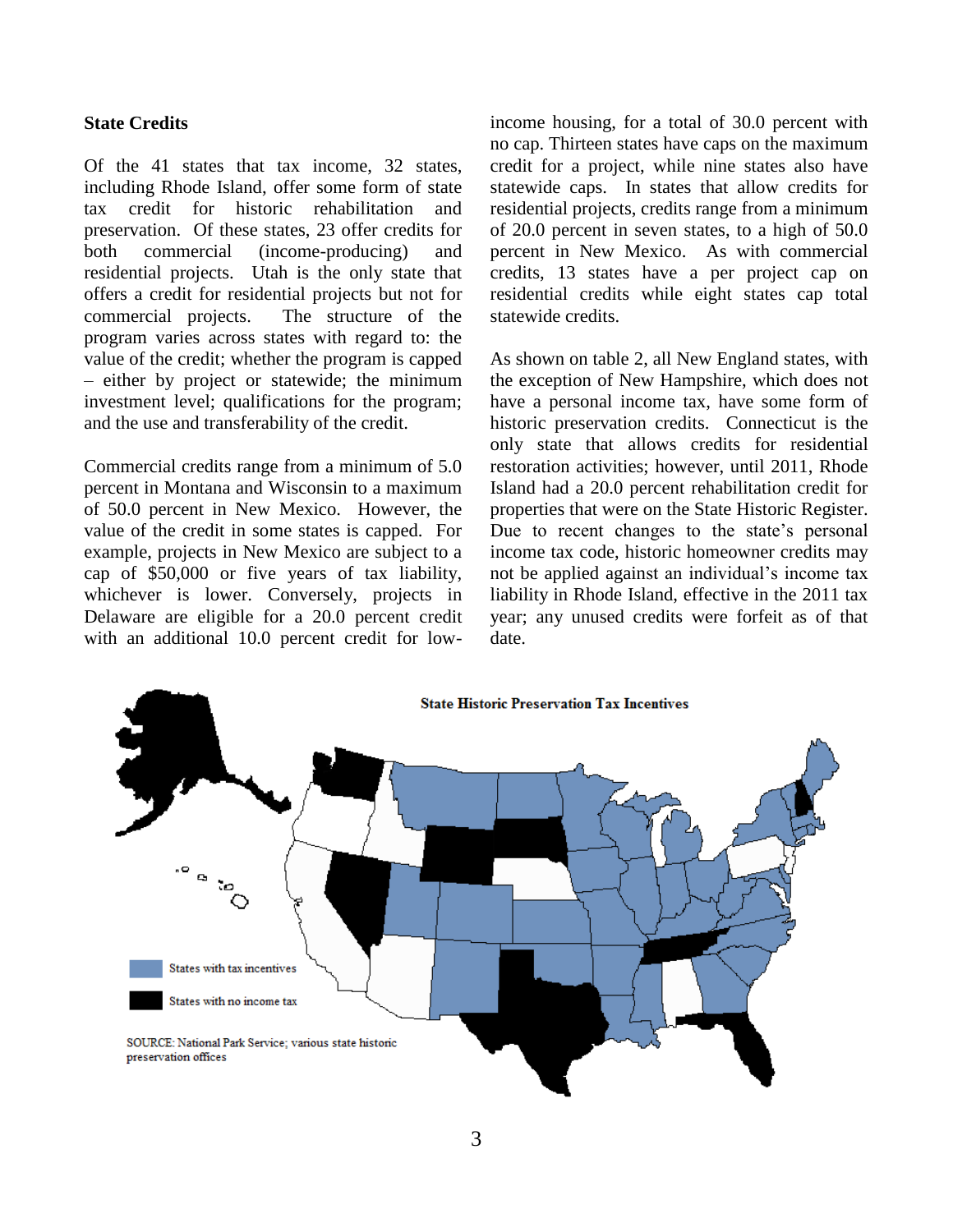### State Credits

Of the 41 states that tax income, 32 states, including Rhode Island, offer some form of state tax credit for historic rehabilitation and preservation. Of these states, 23 offer credits for both commercial (income-producing) and residential projects. Utah is the only state that offers a credit for residential projects but not for commercial projects. The structure of the program varies across states with regard to: the value of the credit; whether the program is capped – either by project or statewide; the minimum investment level; qualifications for the program; and the use and transferability of the credit.

Commercial credits range from a minimum of 5.0 percent in Montana and Wisconsin to a maximum of 50.0 percent in New Mexico. However, the value of the credit in some states is capped. For example, projects in New Mexico are subject to a cap of $50,000 or five years of tax liability, whichever is lower. Conversely, projects in Delaware are eligible for a 20.0 percent credit with an additional 10.0 percent credit for low-income housing, for a total of 30.0 percent with no cap. Thirteen states have caps on the maximum credit for a project, while nine states also have statewide caps. In states that allow credits for residential projects, credits range from a minimum of 20.0 percent in seven states, to a high of 50.0 percent in New Mexico. As with commercial credits, 13 states have a per project cap on residential credits while eight states cap total statewide credits.

As shown on table 2, all New England states, with the exception of New Hampshire, which does not have a personal income tax, have some form of historic preservation credits. Connecticut is the only state that allows credits for residential restoration activities; however, until 2011, Rhode Island had a 20.0 percent rehabilitation credit for properties that were on the State Historic Register. Due to recent changes to the state's personal income tax code, historic homeowner credits may not be applied against an individual's income tax liability in Rhode Island, effective in the 2011 tax year; any unused credits were forfeit as of that date.

**State Historic Preservation Tax Incentives**

States with tax incentives

States with no income tax

SOURCE: National Park Service; various state historic preservation offices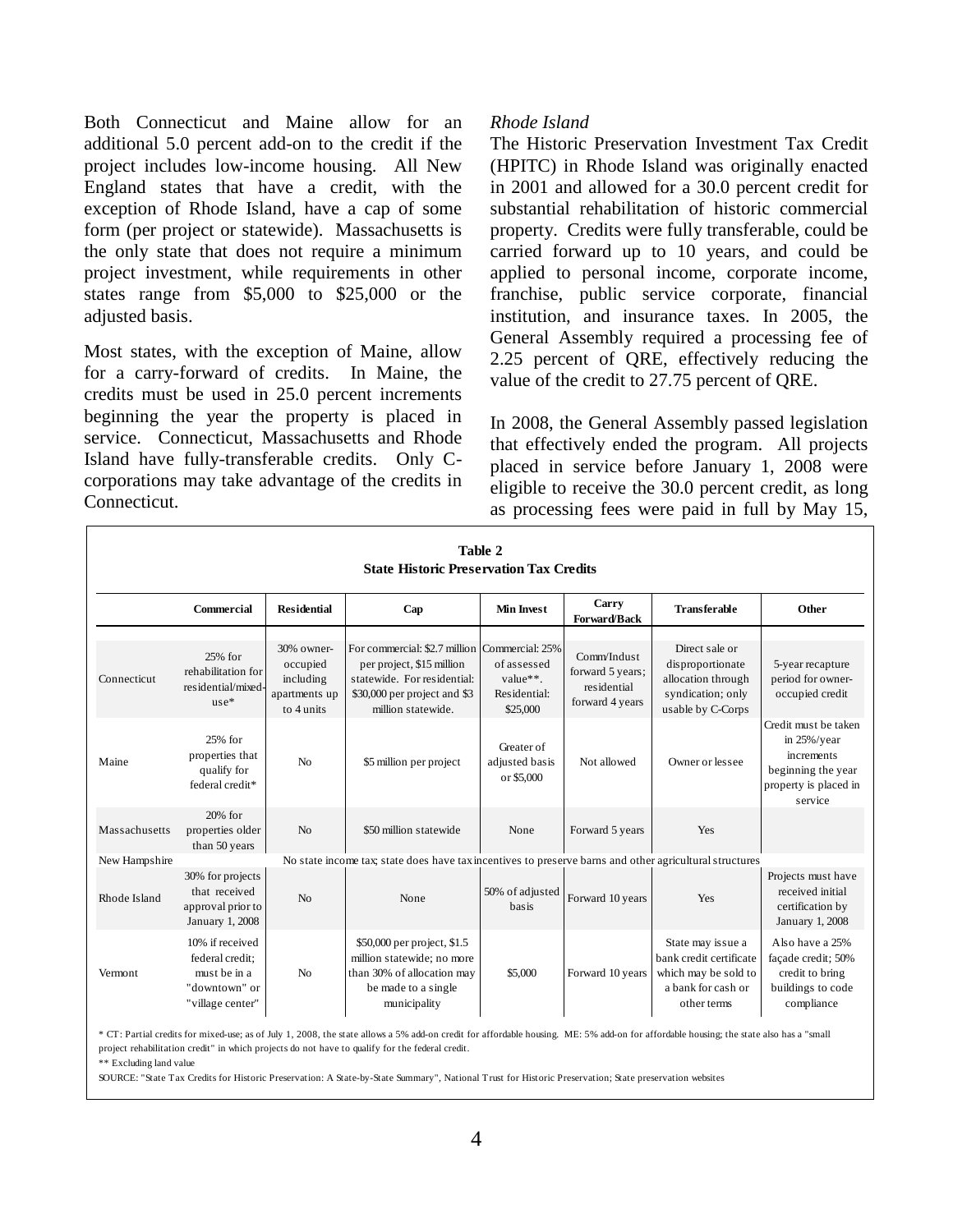Both Connecticut and Maine allow for an additional 5.0 percent add-on to the credit if the project includes low-income housing. All New England states that have a credit, with the exception of Rhode Island, have a cap of some form (per project or statewide). Massachusetts is the only state that does not require a minimum project investment, while requirements in other states range from $5,000 to $25,000 or the adjusted basis.

Most states, with the exception of Maine, allow for a carry-forward of credits. In Maine, the credits must be used in 25.0 percent increments beginning the year the property is placed in service. Connecticut, Massachusetts and Rhode Island have fully-transferable credits. Only C-corporations may take advantage of the credits in Connecticut.

*Rhode Island*

The Historic Preservation Investment Tax Credit (HPITC) in Rhode Island was originally enacted in 2001 and allowed for a 30.0 percent credit for substantial rehabilitation of historic commercial property. Credits were fully transferable, could be carried forward up to 10 years, and could be applied to personal income, corporate income, franchise, public service corporate, financial institution, and insurance taxes. In 2005, the General Assembly required a processing fee of 2.25 percent of QRE, effectively reducing the value of the credit to 27.75 percent of QRE.

In 2008, the General Assembly passed legislation that effectively ended the program. All projects placed in service before January 1, 2008 were eligible to receive the 30.0 percent credit, as long as processing fees were paid in full by May 15,

**Table 2**
**State Historic Preservation Tax Credits**

| | Commercial | Residential | Cap | Min Invest | Carry Forward/Back | Transferable | Other |
|---|---|---|---|---|---|---|---|
| Connecticut | 25% for rehabilitation for residential/mixed-use* | 30% owner-occupied including apartments up to 4 units | For commercial: $2.7 million per project, $15 million statewide. For residential: $30,000 per project and $3 million statewide. | Commercial: 25% of assessed value**. Residential: $25,000 | Comm/Indust forward 5 years; residential forward 4 years | Direct sale or disproportionate allocation through syndication; only usable by C-Corps | 5-year recapture period for owner-occupied credit |
| Maine | 25% for properties that qualify for federal credit* | No | $5 million per project | Greater of adjusted basis or $5,000 | Not allowed | Owner or lessee | Credit must be taken in 25%/year increments beginning the year property is placed in service |
| Massachusetts | 20% for properties older than 50 years | No | $50 million statewide | None | Forward 5 years | Yes | |
| New Hampshire | No state income tax; state does have tax incentives to preserve barns and other agricultural structures | | | | | | |
| Rhode Island | 30% for projects that received approval prior to January 1, 2008 | No | None | 50% of adjusted basis | Forward 10 years | Yes | Projects must have received initial certification by January 1, 2008 |
| Vermont | 10% if received federal credit; must be in a "downtown" or "village center" | No | $50,000 per project, $1.5 million statewide; no more than 30% of allocation may be made to a single municipality | $5,000 | Forward 10 years | State may issue a bank credit certificate which may be sold to a bank for cash or other terms | Also have a 25% façade credit; 50% credit to bring buildings to code compliance |

\* CT: Partial credits for mixed-use; as of July 1, 2008, the state allows a 5% add-on credit for affordable housing. ME: 5% add-on for affordable housing; the state also has a "small project rehabilitation credit" in which projects do not have to qualify for the federal credit.

\*\* Excluding land value

SOURCE: "State Tax Credits for Historic Preservation: A State-by-State Summary", National Trust for Historic Preservation; State preservation websites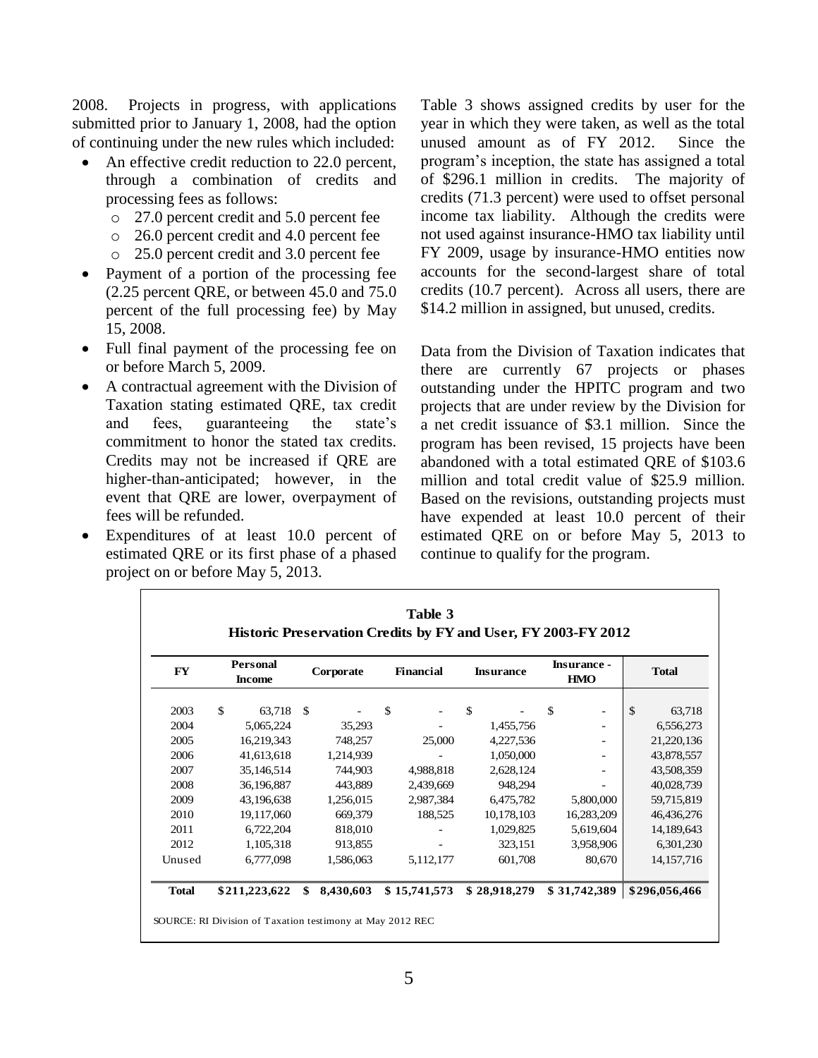2008. Projects in progress, with applications submitted prior to January 1, 2008, had the option of continuing under the new rules which included:

- An effective credit reduction to 22.0 percent, through a combination of credits and processing fees as follows:
  - 27.0 percent credit and 5.0 percent fee
  - 26.0 percent credit and 4.0 percent fee
  - 25.0 percent credit and 3.0 percent fee
- Payment of a portion of the processing fee (2.25 percent QRE, or between 45.0 and 75.0 percent of the full processing fee) by May 15, 2008.
- Full final payment of the processing fee on or before March 5, 2009.
- A contractual agreement with the Division of Taxation stating estimated QRE, tax credit and fees, guaranteeing the state's commitment to honor the stated tax credits. Credits may not be increased if QRE are higher-than-anticipated; however, in the event that QRE are lower, overpayment of fees will be refunded.
- Expenditures of at least 10.0 percent of estimated QRE or its first phase of a phased project on or before May 5, 2013.

Table 3 shows assigned credits by user for the year in which they were taken, as well as the total unused amount as of FY 2012. Since the program's inception, the state has assigned a total of $296.1 million in credits. The majority of credits (71.3 percent) were used to offset personal income tax liability. Although the credits were not used against insurance-HMO tax liability until FY 2009, usage by insurance-HMO entities now accounts for the second-largest share of total credits (10.7 percent). Across all users, there are $14.2 million in assigned, but unused, credits.

Data from the Division of Taxation indicates that there are currently 67 projects or phases outstanding under the HPITC program and two projects that are under review by the Division for a net credit issuance of $3.1 million. Since the program has been revised, 15 projects have been abandoned with a total estimated QRE of $103.6 million and total credit value of $25.9 million. Based on the revisions, outstanding projects must have expended at least 10.0 percent of their estimated QRE on or before May 5, 2013 to continue to qualify for the program.

**Table 3**
**Historic Preservation Credits by FY and User, FY 2003-FY 2012**

| FY | Personal Income | Corporate | Financial | Insurance | Insurance - HMO | Total |
|---|---|---|---|---|---|---|
| 2003 | $ 63,718 | $ - | $ - | $ - | $ - | $ 63,718 |
| 2004 | 5,065,224 | 35,293 | - | 1,455,756 | - | 6,556,273 |
| 2005 | 16,219,343 | 748,257 | 25,000 | 4,227,536 | - | 21,220,136 |
| 2006 | 41,613,618 | 1,214,939 | - | 1,050,000 | - | 43,878,557 |
| 2007 | 35,146,514 | 744,903 | 4,988,818 | 2,628,124 | - | 43,508,359 |
| 2008 | 36,196,887 | 443,889 | 2,439,669 | 948,294 | - | 40,028,739 |
| 2009 | 43,196,638 | 1,256,015 | 2,987,384 | 6,475,782 | 5,800,000 | 59,715,819 |
| 2010 | 19,117,060 | 669,379 | 188,525 | 10,178,103 | 16,283,209 | 46,436,276 |
| 2011 | 6,722,204 | 818,010 | - | 1,029,825 | 5,619,604 | 14,189,643 |
| 2012 | 1,105,318 | 913,855 | - | 323,151 | 3,958,906 | 6,301,230 |
| Unused | 6,777,098 | 1,586,063 | 5,112,177 | 601,708 | 80,670 | 14,157,716 |
| **Total** | **$211,223,622** | **$ 8,430,603** | **$ 15,741,573** | **$ 28,918,279** | **$ 31,742,389** | **$296,056,466** |

SOURCE: RI Division of Taxation testimony at May 2012 REC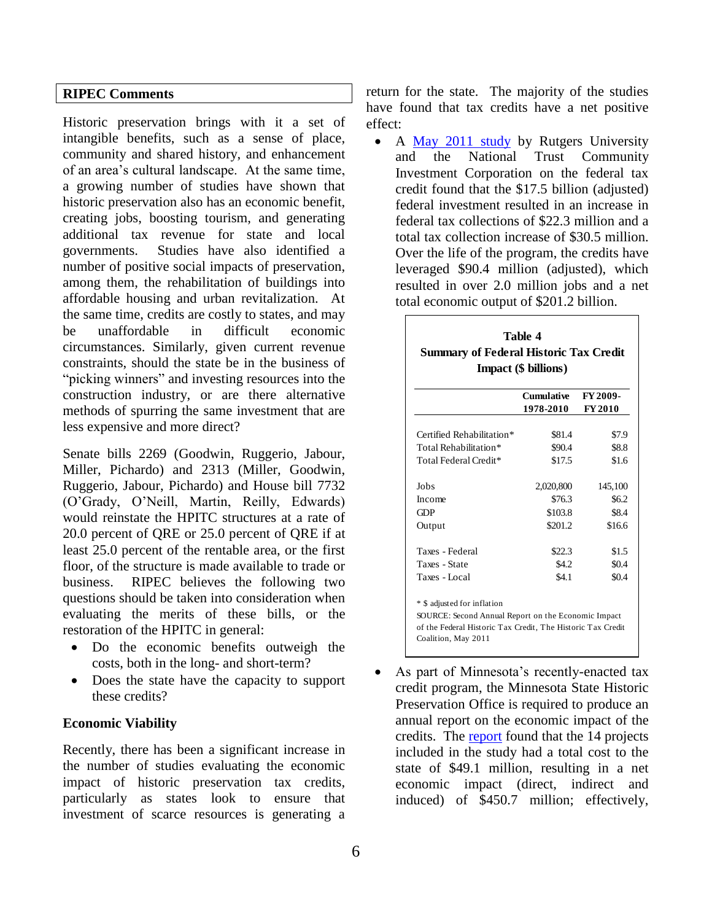## RIPEC Comments

Historic preservation brings with it a set of intangible benefits, such as a sense of place, community and shared history, and enhancement of an area's cultural landscape. At the same time, a growing number of studies have shown that historic preservation also has an economic benefit, creating jobs, boosting tourism, and generating additional tax revenue for state and local governments. Studies have also identified a number of positive social impacts of preservation, among them, the rehabilitation of buildings into affordable housing and urban revitalization. At the same time, credits are costly to states, and may be unaffordable in difficult economic circumstances. Similarly, given current revenue constraints, should the state be in the business of "picking winners" and investing resources into the construction industry, or are there alternative methods of spurring the same investment that are less expensive and more direct?

Senate bills 2269 (Goodwin, Ruggerio, Jabour, Miller, Pichardo) and 2313 (Miller, Goodwin, Ruggerio, Jabour, Pichardo) and House bill 7732 (O'Grady, O'Neill, Martin, Reilly, Edwards) would reinstate the HPITC structures at a rate of 20.0 percent of QRE or 25.0 percent of QRE if at least 25.0 percent of the rentable area, or the first floor, of the structure is made available to trade or business. RIPEC believes the following two questions should be taken into consideration when evaluating the merits of these bills, or the restoration of the HPITC in general:

- Do the economic benefits outweigh the costs, both in the long- and short-term?
- Does the state have the capacity to support these credits?

### Economic Viability

Recently, there has been a significant increase in the number of studies evaluating the economic impact of historic preservation tax credits, particularly as states look to ensure that investment of scarce resources is generating a return for the state. The majority of the studies have found that tax credits have a net positive effect:

- A May 2011 study by Rutgers University and the National Trust Community Investment Corporation on the federal tax credit found that the $17.5 billion (adjusted) federal investment resulted in an increase in federal tax collections of $22.3 million and a total tax collection increase of $30.5 million. Over the life of the program, the credits have leveraged $90.4 million (adjusted), which resulted in over 2.0 million jobs and a net total economic output of $201.2 billion.

**Table 4**
**Summary of Federal Historic Tax Credit Impact ($ billions)**

| | Cumulative 1978-2010 | FY 2009-FY 2010 |
|---|---|---|
| Certified Rehabilitation* | $81.4 | $7.9 |
| Total Rehabilitation* | $90.4 | $8.8 |
| Total Federal Credit* | $17.5 | $1.6 |
| Jobs | 2,020,800 | 145,100 |
| Income | $76.3 | $6.2 |
| GDP | $103.8 | $8.4 |
| Output | $201.2 | $16.6 |
| Taxes - Federal | $22.3 | $1.5 |
| Taxes - State | $4.2 | $0.4 |
| Taxes - Local | $4.1 | $0.4 |

\* $ adjusted for inflation
SOURCE: Second Annual Report on the Economic Impact of the Federal Historic Tax Credit, The Historic Tax Credit Coalition, May 2011

- As part of Minnesota's recently-enacted tax credit program, the Minnesota State Historic Preservation Office is required to produce an annual report on the economic impact of the credits. The report found that the 14 projects included in the study had a total cost to the state of $49.1 million, resulting in a net economic impact (direct, indirect and induced) of $450.7 million; effectively,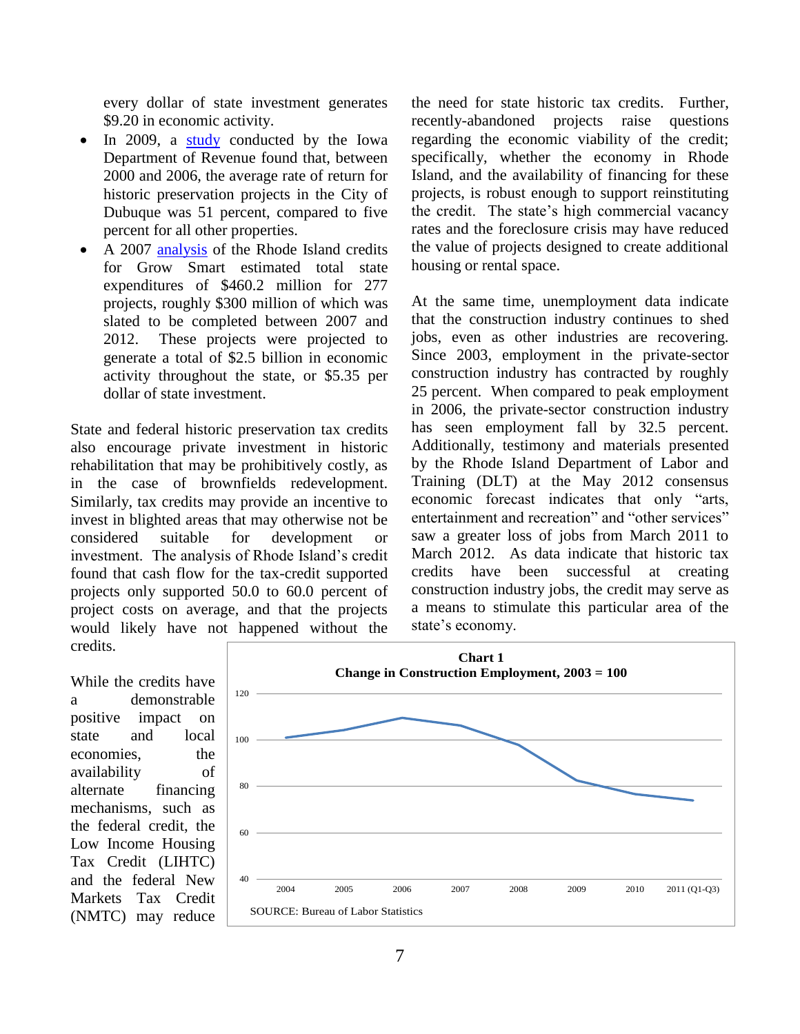every dollar of state investment generates $9.20 in economic activity.

- In 2009, a study conducted by the Iowa Department of Revenue found that, between 2000 and 2006, the average rate of return for historic preservation projects in the City of Dubuque was 51 percent, compared to five percent for all other properties.
- A 2007 analysis of the Rhode Island credits for Grow Smart estimated total state expenditures of $460.2 million for 277 projects, roughly $300 million of which was slated to be completed between 2007 and 2012. These projects were projected to generate a total of $2.5 billion in economic activity throughout the state, or $5.35 per dollar of state investment.

State and federal historic preservation tax credits also encourage private investment in historic rehabilitation that may be prohibitively costly, as in the case of brownfields redevelopment. Similarly, tax credits may provide an incentive to invest in blighted areas that may otherwise not be considered suitable for development or investment. The analysis of Rhode Island's credit found that cash flow for the tax-credit supported projects only supported 50.0 to 60.0 percent of project costs on average, and that the projects would likely have not happened without the credits.

While the credits have a demonstrable positive impact on state and local economies, the availability of alternate financing mechanisms, such as the federal credit, the Low Income Housing Tax Credit (LIHTC) and the federal New Markets Tax Credit (NMTC) may reduce the need for state historic tax credits. Further, recently-abandoned projects raise questions regarding the economic viability of the credit; specifically, whether the economy in Rhode Island, and the availability of financing for these projects, is robust enough to support reinstituting the credit. The state's high commercial vacancy rates and the foreclosure crisis may have reduced the value of projects designed to create additional housing or rental space.

At the same time, unemployment data indicate that the construction industry continues to shed jobs, even as other industries are recovering. Since 2003, employment in the private-sector construction industry has contracted by roughly 25 percent. When compared to peak employment in 2006, the private-sector construction industry has seen employment fall by 32.5 percent. Additionally, testimony and materials presented by the Rhode Island Department of Labor and Training (DLT) at the May 2012 consensus economic forecast indicates that only "arts, entertainment and recreation" and "other services" saw a greater loss of jobs from March 2011 to March 2012. As data indicate that historic tax credits have been successful at creating construction industry jobs, the credit may serve as a means to stimulate this particular area of the state's economy.

**Chart 1**
**Change in Construction Employment, 2003 = 100**

SOURCE: Bureau of Labor Statistics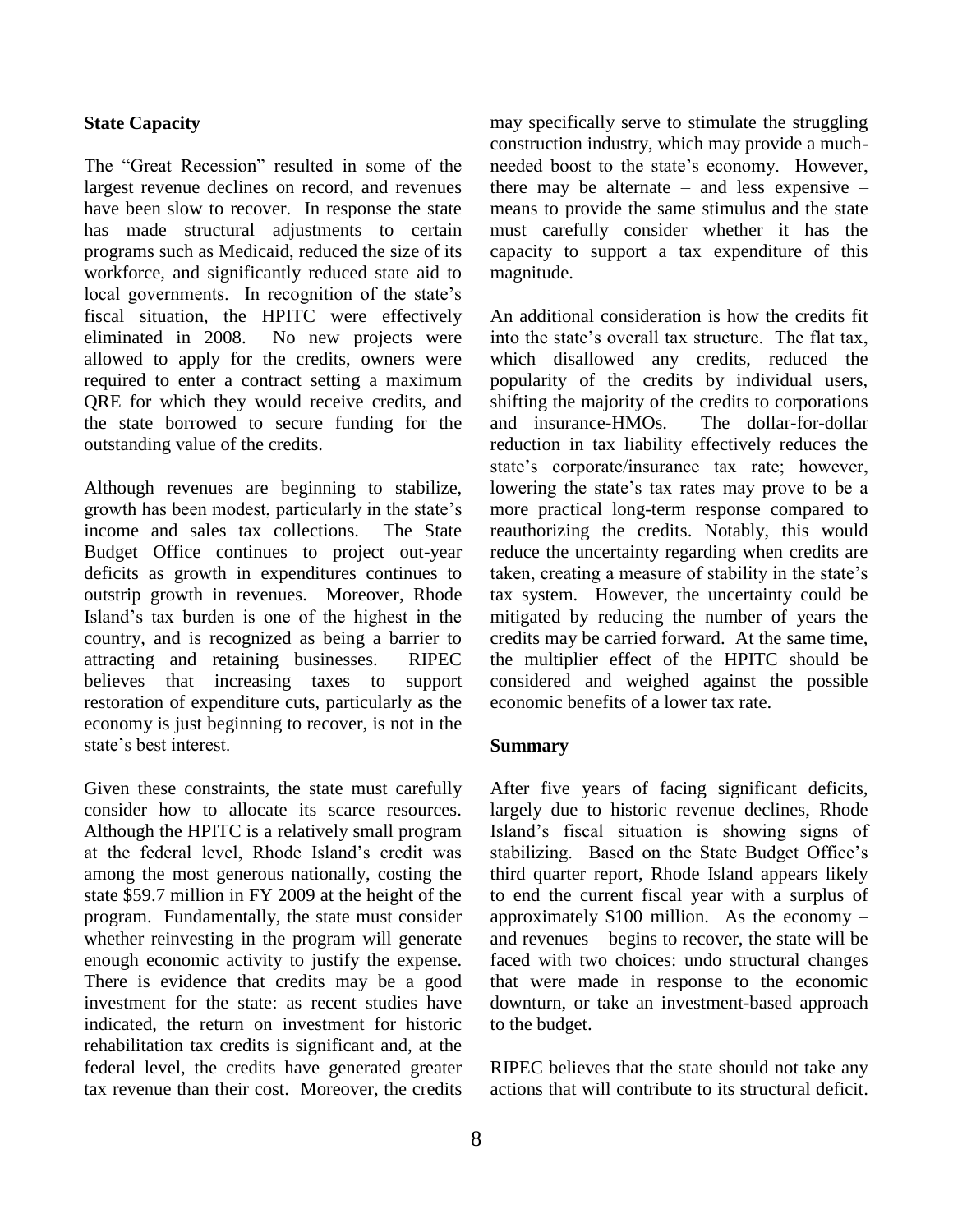**State Capacity**

The "Great Recession" resulted in some of the largest revenue declines on record, and revenues have been slow to recover. In response the state has made structural adjustments to certain programs such as Medicaid, reduced the size of its workforce, and significantly reduced state aid to local governments. In recognition of the state's fiscal situation, the HPITC were effectively eliminated in 2008. No new projects were allowed to apply for the credits, owners were required to enter a contract setting a maximum QRE for which they would receive credits, and the state borrowed to secure funding for the outstanding value of the credits.

Although revenues are beginning to stabilize, growth has been modest, particularly in the state's income and sales tax collections. The State Budget Office continues to project out-year deficits as growth in expenditures continues to outstrip growth in revenues. Moreover, Rhode Island's tax burden is one of the highest in the country, and is recognized as being a barrier to attracting and retaining businesses. RIPEC believes that increasing taxes to support restoration of expenditure cuts, particularly as the economy is just beginning to recover, is not in the state's best interest.

Given these constraints, the state must carefully consider how to allocate its scarce resources. Although the HPITC is a relatively small program at the federal level, Rhode Island's credit was among the most generous nationally, costing the state $59.7 million in FY 2009 at the height of the program. Fundamentally, the state must consider whether reinvesting in the program will generate enough economic activity to justify the expense. There is evidence that credits may be a good investment for the state: as recent studies have indicated, the return on investment for historic rehabilitation tax credits is significant and, at the federal level, the credits have generated greater tax revenue than their cost. Moreover, the credits may specifically serve to stimulate the struggling construction industry, which may provide a much-needed boost to the state's economy. However, there may be alternate – and less expensive – means to provide the same stimulus and the state must carefully consider whether it has the capacity to support a tax expenditure of this magnitude.

An additional consideration is how the credits fit into the state's overall tax structure. The flat tax, which disallowed any credits, reduced the popularity of the credits by individual users, shifting the majority of the credits to corporations and insurance-HMOs. The dollar-for-dollar reduction in tax liability effectively reduces the state's corporate/insurance tax rate; however, lowering the state's tax rates may prove to be a more practical long-term response compared to reauthorizing the credits. Notably, this would reduce the uncertainty regarding when credits are taken, creating a measure of stability in the state's tax system. However, the uncertainty could be mitigated by reducing the number of years the credits may be carried forward. At the same time, the multiplier effect of the HPITC should be considered and weighed against the possible economic benefits of a lower tax rate.

**Summary**

After five years of facing significant deficits, largely due to historic revenue declines, Rhode Island's fiscal situation is showing signs of stabilizing. Based on the State Budget Office's third quarter report, Rhode Island appears likely to end the current fiscal year with a surplus of approximately $100 million. As the economy – and revenues – begins to recover, the state will be faced with two choices: undo structural changes that were made in response to the economic downturn, or take an investment-based approach to the budget.

RIPEC believes that the state should not take any actions that will contribute to its structural deficit.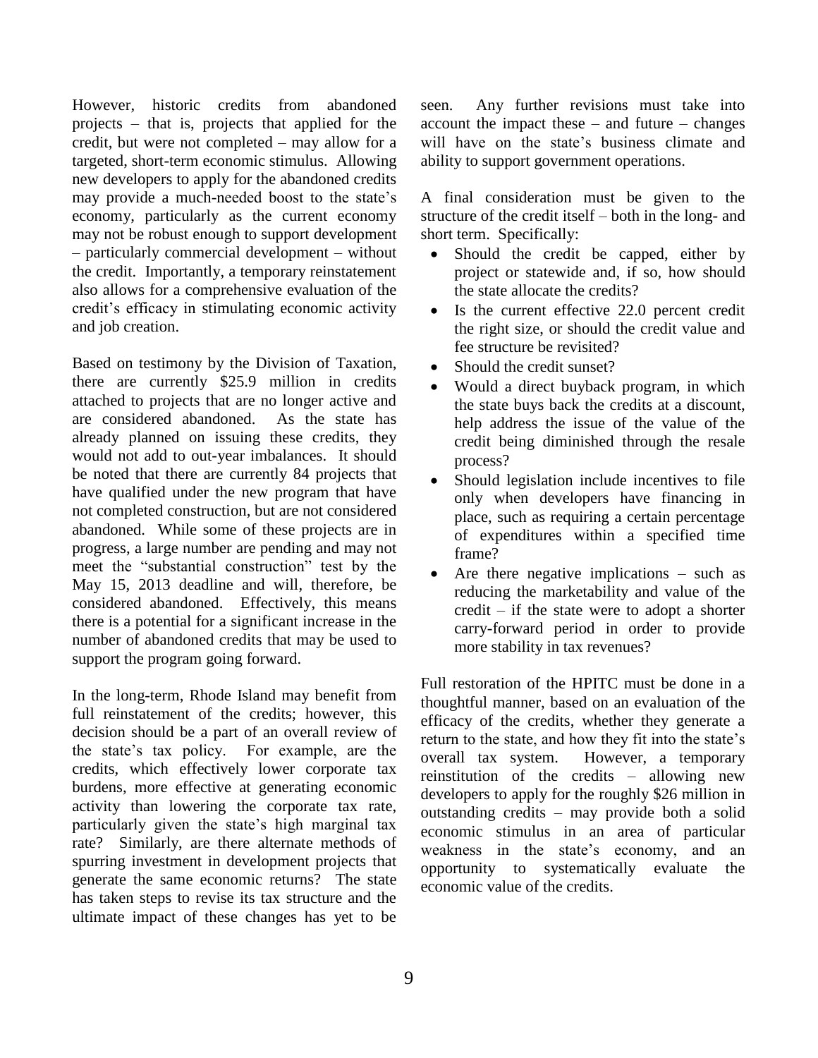However, historic credits from abandoned projects – that is, projects that applied for the credit, but were not completed – may allow for a targeted, short-term economic stimulus. Allowing new developers to apply for the abandoned credits may provide a much-needed boost to the state's economy, particularly as the current economy may not be robust enough to support development – particularly commercial development – without the credit. Importantly, a temporary reinstatement also allows for a comprehensive evaluation of the credit's efficacy in stimulating economic activity and job creation.

Based on testimony by the Division of Taxation, there are currently $25.9 million in credits attached to projects that are no longer active and are considered abandoned. As the state has already planned on issuing these credits, they would not add to out-year imbalances. It should be noted that there are currently 84 projects that have qualified under the new program that have not completed construction, but are not considered abandoned. While some of these projects are in progress, a large number are pending and may not meet the "substantial construction" test by the May 15, 2013 deadline and will, therefore, be considered abandoned. Effectively, this means there is a potential for a significant increase in the number of abandoned credits that may be used to support the program going forward.

In the long-term, Rhode Island may benefit from full reinstatement of the credits; however, this decision should be a part of an overall review of the state's tax policy. For example, are the credits, which effectively lower corporate tax burdens, more effective at generating economic activity than lowering the corporate tax rate, particularly given the state's high marginal tax rate? Similarly, are there alternate methods of spurring investment in development projects that generate the same economic returns? The state has taken steps to revise its tax structure and the ultimate impact of these changes has yet to be seen. Any further revisions must take into account the impact these – and future – changes will have on the state's business climate and ability to support government operations.

A final consideration must be given to the structure of the credit itself – both in the long- and short term. Specifically:

- Should the credit be capped, either by project or statewide and, if so, how should the state allocate the credits?
- Is the current effective 22.0 percent credit the right size, or should the credit value and fee structure be revisited?
- Should the credit sunset?
- Would a direct buyback program, in which the state buys back the credits at a discount, help address the issue of the value of the credit being diminished through the resale process?
- Should legislation include incentives to file only when developers have financing in place, such as requiring a certain percentage of expenditures within a specified time frame?
- Are there negative implications – such as reducing the marketability and value of the credit – if the state were to adopt a shorter carry-forward period in order to provide more stability in tax revenues?

Full restoration of the HPITC must be done in a thoughtful manner, based on an evaluation of the efficacy of the credits, whether they generate a return to the state, and how they fit into the state's overall tax system. However, a temporary reinstitution of the credits – allowing new developers to apply for the roughly $26 million in outstanding credits – may provide both a solid economic stimulus in an area of particular weakness in the state's economy, and an opportunity to systematically evaluate the economic value of the credits.